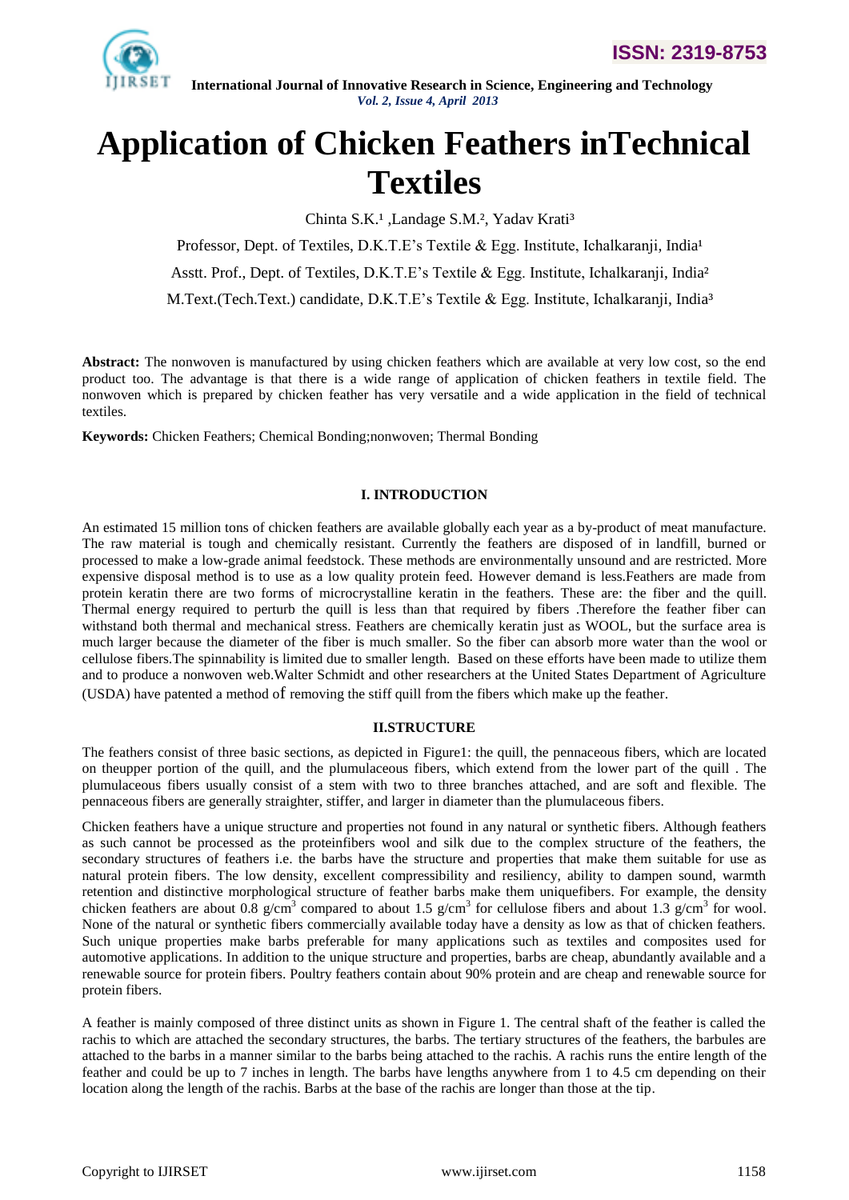# Application of Chicken Feathers inTechnical Textiles

Chinta S.K.[1] ,Landage S.M.[2], Yadav Krati[3]

Professor, Dept. of Textiles, D.K.T.E's Textile & Egg. Institute, Ichalkaranji, India[1]

Asstt. Prof., Dept. of Textiles, D.K.T.E's Textile & Egg. Institute, Ichalkaranji, India[2]

M.Text.(Tech.Text.) candidate, D.K.T.E's Textile & Egg. Institute, Ichalkaranji, India[3]

**Abstract:** The nonwoven is manufactured by using chicken feathers which are available at very low cost, so the end product too. The advantage is that there is a wide range of application of chicken feathers in textile field. The nonwoven which is prepared by chicken feather has very versatile and a wide application in the field of technical textiles.

**Keywords:** Chicken Feathers; Chemical Bonding;nonwoven; Thermal Bonding

## I. INTRODUCTION

An estimated 15 million tons of chicken feathers are available globally each year as a by-product of meat manufacture. The raw material is tough and chemically resistant. Currently the feathers are disposed of in landfill, burned or processed to make a low-grade animal feedstock. These methods are environmentally unsound and are restricted. More expensive disposal method is to use as a low quality protein feed. However demand is less.Feathers are made from protein keratin there are two forms of microcrystalline keratin in the feathers. These are: the fiber and the quill. Thermal energy required to perturb the quill is less than that required by fibers .Therefore the feather fiber can withstand both thermal and mechanical stress. Feathers are chemically keratin just as WOOL, but the surface area is much larger because the diameter of the fiber is much smaller. So the fiber can absorb more water than the wool or cellulose fibers.The spinnability is limited due to smaller length. Based on these efforts have been made to utilize them and to produce a nonwoven web.Walter Schmidt and other researchers at the United States Department of Agriculture (USDA) have patented a method of removing the stiff quill from the fibers which make up the feather.

## II.STRUCTURE

The feathers consist of three basic sections, as depicted in Figure1: the quill, the pennaceous fibers, which are located on theupper portion of the quill, and the plumulaceous fibers, which extend from the lower part of the quill . The plumulaceous fibers usually consist of a stem with two to three branches attached, and are soft and flexible. The pennaceous fibers are generally straighter, stiffer, and larger in diameter than the plumulaceous fibers.

Chicken feathers have a unique structure and properties not found in any natural or synthetic fibers. Although feathers as such cannot be processed as the proteinfibers wool and silk due to the complex structure of the feathers, the secondary structures of feathers i.e. the barbs have the structure and properties that make them suitable for use as natural protein fibers. The low density, excellent compressibility and resiliency, ability to dampen sound, warmth retention and distinctive morphological structure of feather barbs make them uniquefibers. For example, the density chicken feathers are about 0.8 $g/cm^3$ compared to about 1.5 $g/cm^3$ for cellulose fibers and about 1.3 $g/cm^3$ for wool. None of the natural or synthetic fibers commercially available today have a density as low as that of chicken feathers. Such unique properties make barbs preferable for many applications such as textiles and composites used for automotive applications. In addition to the unique structure and properties, barbs are cheap, abundantly available and a renewable source for protein fibers. Poultry feathers contain about 90% protein and are cheap and renewable source for protein fibers.

A feather is mainly composed of three distinct units as shown in Figure 1. The central shaft of the feather is called the rachis to which are attached the secondary structures, the barbs. The tertiary structures of the feathers, the barbules are attached to the barbs in a manner similar to the barbs being attached to the rachis. A rachis runs the entire length of the feather and could be up to 7 inches in length. The barbs have lengths anywhere from 1 to 4.5 cm depending on their location along the length of the rachis. Barbs at the base of the rachis are longer than those at the tip.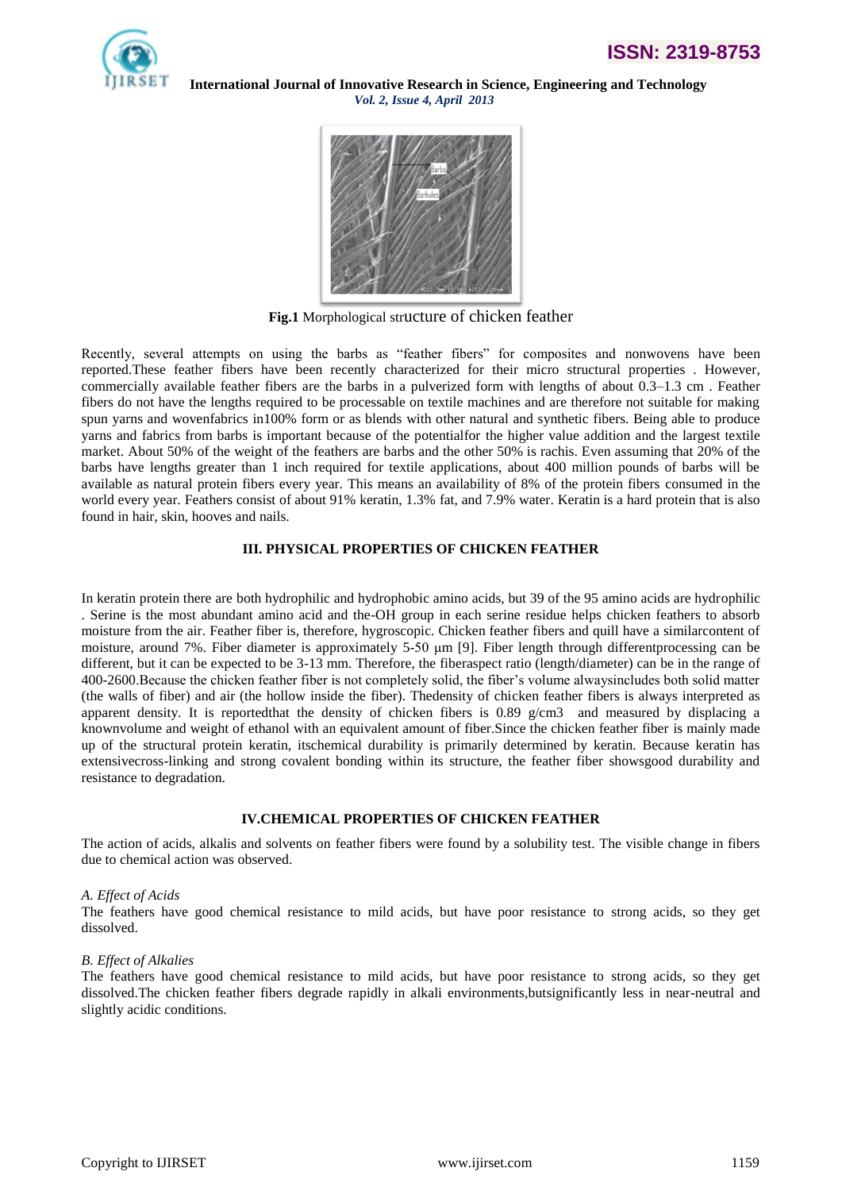**Fig.1** Morphological structure of chicken feather

Recently, several attempts on using the barbs as "feather fibers" for composites and nonwovens have been reported.These feather fibers have been recently characterized for their micro structural properties . However, commercially available feather fibers are the barbs in a pulverized form with lengths of about 0.3–1.3 cm . Feather fibers do not have the lengths required to be processable on textile machines and are therefore not suitable for making spun yarns and wovenfabrics in100% form or as blends with other natural and synthetic fibers. Being able to produce yarns and fabrics from barbs is important because of the potentialfor the higher value addition and the largest textile market. About 50% of the weight of the feathers are barbs and the other 50% is rachis. Even assuming that 20% of the barbs have lengths greater than 1 inch required for textile applications, about 400 million pounds of barbs will be available as natural protein fibers every year. This means an availability of 8% of the protein fibers consumed in the world every year. Feathers consist of about 91% keratin, 1.3% fat, and 7.9% water. Keratin is a hard protein that is also found in hair, skin, hooves and nails.

## III. PHYSICAL PROPERTIES OF CHICKEN FEATHER

In keratin protein there are both hydrophilic and hydrophobic amino acids, but 39 of the 95 amino acids are hydrophilic . Serine is the most abundant amino acid and the-OH group in each serine residue helps chicken feathers to absorb moisture from the air. Feather fiber is, therefore, hygroscopic. Chicken feather fibers and quill have a similarcontent of moisture, around 7%. Fiber diameter is approximately 5-50 μm [9]. Fiber length through differentprocessing can be different, but it can be expected to be 3-13 mm. Therefore, the fiberaspect ratio (length/diameter) can be in the range of 400-2600.Because the chicken feather fiber is not completely solid, the fiber's volume alwaysincludes both solid matter (the walls of fiber) and air (the hollow inside the fiber). Thedensity of chicken feather fibers is always interpreted as apparent density. It is reportedthat the density of chicken fibers is 0.89 g/cm3 and measured by displacing a knownvolume and weight of ethanol with an equivalent amount of fiber.Since the chicken feather fiber is mainly made up of the structural protein keratin, itschemical durability is primarily determined by keratin. Because keratin has extensivecross-linking and strong covalent bonding within its structure, the feather fiber showsgood durability and resistance to degradation.

## IV.CHEMICAL PROPERTIES OF CHICKEN FEATHER

The action of acids, alkalis and solvents on feather fibers were found by a solubility test. The visible change in fibers due to chemical action was observed.

### *A. Effect of Acids*

The feathers have good chemical resistance to mild acids, but have poor resistance to strong acids, so they get dissolved.

### *B. Effect of Alkalies*

The feathers have good chemical resistance to mild acids, but have poor resistance to strong acids, so they get dissolved.The chicken feather fibers degrade rapidly in alkali environments,butsignificantly less in near-neutral and slightly acidic conditions.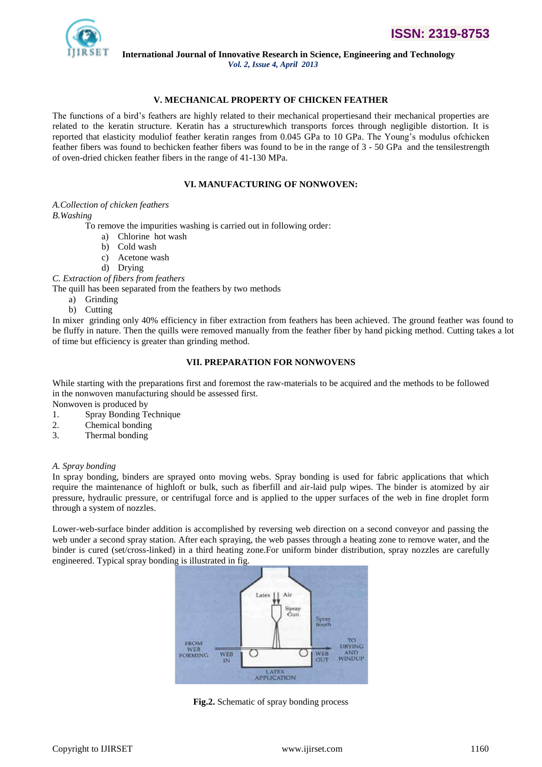## V. MECHANICAL PROPERTY OF CHICKEN FEATHER

The functions of a bird's feathers are highly related to their mechanical propertiesand their mechanical properties are related to the keratin structure. Keratin has a structurewhich transports forces through negligible distortion. It is reported that elasticity moduliof feather keratin ranges from 0.045 GPa to 10 GPa. The Young's modulus ofchicken feather fibers was found to bechicken feather fibers was found to be in the range of 3 - 50 GPa and the tensilestrength of oven-dried chicken feather fibers in the range of 41-130 MPa.

## VI. MANUFACTURING OF NONWOVEN:

*A.Collection of chicken feathers*

*B.Washing*

To remove the impurities washing is carried out in following order:

a) Chlorine hot wash
b) Cold wash
c) Acetone wash
d) Drying

*C. Extraction of fibers from feathers*

The quill has been separated from the feathers by two methods

a) Grinding
b) Cutting

In mixer grinding only 40% efficiency in fiber extraction from feathers has been achieved. The ground feather was found to be fluffy in nature. Then the quills were removed manually from the feather fiber by hand picking method. Cutting takes a lot of time but efficiency is greater than grinding method.

## VII. PREPARATION FOR NONWOVENS

While starting with the preparations first and foremost the raw-materials to be acquired and the methods to be followed in the nonwoven manufacturing should be assessed first.

Nonwoven is produced by

1. Spray Bonding Technique
2. Chemical bonding
3. Thermal bonding

*A. Spray bonding*

In spray bonding, binders are sprayed onto moving webs. Spray bonding is used for fabric applications that which require the maintenance of highloft or bulk, such as fiberfill and air-laid pulp wipes. The binder is atomized by air pressure, hydraulic pressure, or centrifugal force and is applied to the upper surfaces of the web in fine droplet form through a system of nozzles.

Lower-web-surface binder addition is accomplished by reversing web direction on a second conveyor and passing the web under a second spray station. After each spraying, the web passes through a heating zone to remove water, and the binder is cured (set/cross-linked) in a third heating zone.For uniform binder distribution, spray nozzles are carefully engineered. Typical spray bonding is illustrated in fig.

**Fig.2.** Schematic of spray bonding process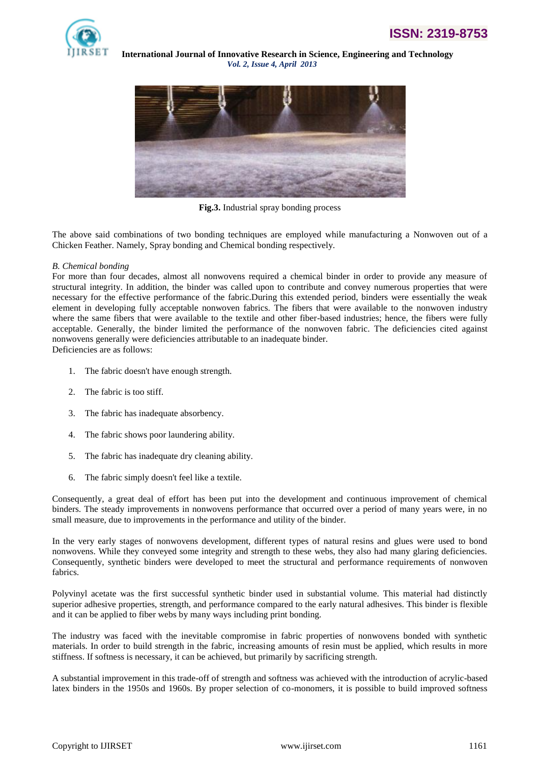Fig.3. Industrial spray bonding process

The above said combinations of two bonding techniques are employed while manufacturing a Nonwoven out of a Chicken Feather. Namely, Spray bonding and Chemical bonding respectively.

*B. Chemical bonding*

For more than four decades, almost all nonwovens required a chemical binder in order to provide any measure of structural integrity. In addition, the binder was called upon to contribute and convey numerous properties that were necessary for the effective performance of the fabric.During this extended period, binders were essentially the weak element in developing fully acceptable nonwoven fabrics. The fibers that were available to the nonwoven industry where the same fibers that were available to the textile and other fiber-based industries; hence, the fibers were fully acceptable. Generally, the binder limited the performance of the nonwoven fabric. The deficiencies cited against nonwovens generally were deficiencies attributable to an inadequate binder.
Deficiencies are as follows:

1. The fabric doesn't have enough strength.
2. The fabric is too stiff.
3. The fabric has inadequate absorbency.
4. The fabric shows poor laundering ability.
5. The fabric has inadequate dry cleaning ability.
6. The fabric simply doesn't feel like a textile.

Consequently, a great deal of effort has been put into the development and continuous improvement of chemical binders. The steady improvements in nonwovens performance that occurred over a period of many years were, in no small measure, due to improvements in the performance and utility of the binder.

In the very early stages of nonwovens development, different types of natural resins and glues were used to bond nonwovens. While they conveyed some integrity and strength to these webs, they also had many glaring deficiencies. Consequently, synthetic binders were developed to meet the structural and performance requirements of nonwoven fabrics.

Polyvinyl acetate was the first successful synthetic binder used in substantial volume. This material had distinctly superior adhesive properties, strength, and performance compared to the early natural adhesives. This binder is flexible and it can be applied to fiber webs by many ways including print bonding.

The industry was faced with the inevitable compromise in fabric properties of nonwovens bonded with synthetic materials. In order to build strength in the fabric, increasing amounts of resin must be applied, which results in more stiffness. If softness is necessary, it can be achieved, but primarily by sacrificing strength.

A substantial improvement in this trade-off of strength and softness was achieved with the introduction of acrylic-based latex binders in the 1950s and 1960s. By proper selection of co-monomers, it is possible to build improved softness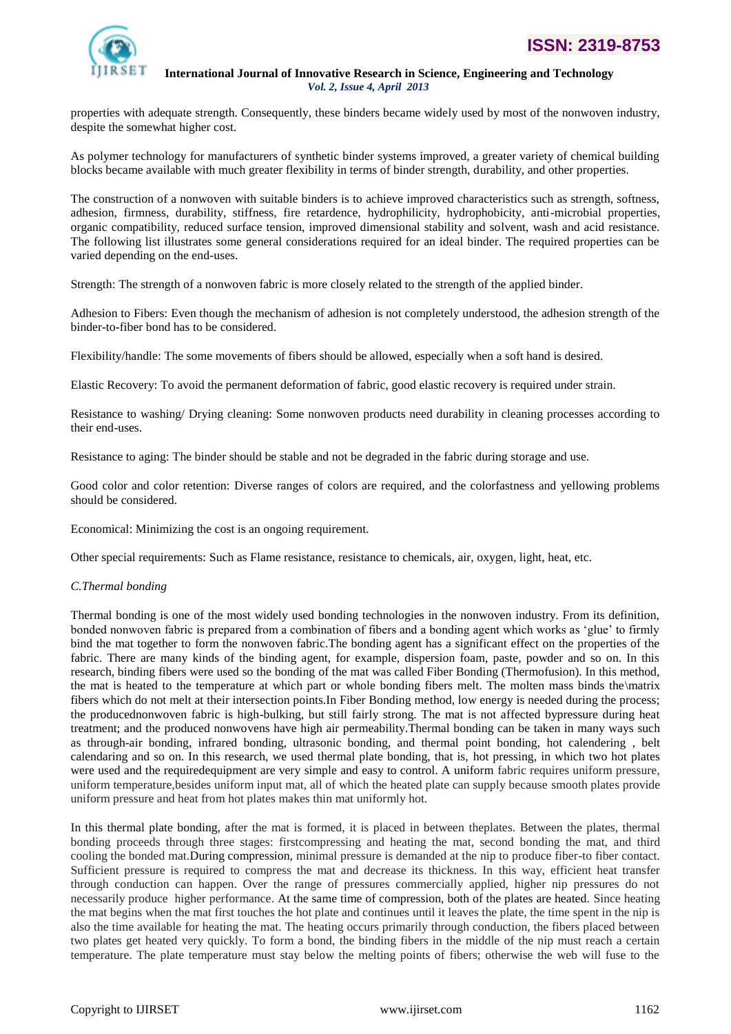properties with adequate strength. Consequently, these binders became widely used by most of the nonwoven industry, despite the somewhat higher cost.

As polymer technology for manufacturers of synthetic binder systems improved, a greater variety of chemical building blocks became available with much greater flexibility in terms of binder strength, durability, and other properties.

The construction of a nonwoven with suitable binders is to achieve improved characteristics such as strength, softness, adhesion, firmness, durability, stiffness, fire retardence, hydrophilicity, hydrophobicity, anti-microbial properties, organic compatibility, reduced surface tension, improved dimensional stability and solvent, wash and acid resistance. The following list illustrates some general considerations required for an ideal binder. The required properties can be varied depending on the end-uses.

Strength: The strength of a nonwoven fabric is more closely related to the strength of the applied binder.

Adhesion to Fibers: Even though the mechanism of adhesion is not completely understood, the adhesion strength of the binder-to-fiber bond has to be considered.

Flexibility/handle: The some movements of fibers should be allowed, especially when a soft hand is desired.

Elastic Recovery: To avoid the permanent deformation of fabric, good elastic recovery is required under strain.

Resistance to washing/ Drying cleaning: Some nonwoven products need durability in cleaning processes according to their end-uses.

Resistance to aging: The binder should be stable and not be degraded in the fabric during storage and use.

Good color and color retention: Diverse ranges of colors are required, and the colorfastness and yellowing problems should be considered.

Economical: Minimizing the cost is an ongoing requirement.

Other special requirements: Such as Flame resistance, resistance to chemicals, air, oxygen, light, heat, etc.

*C.Thermal bonding*

Thermal bonding is one of the most widely used bonding technologies in the nonwoven industry. From its definition, bonded nonwoven fabric is prepared from a combination of fibers and a bonding agent which works as 'glue' to firmly bind the mat together to form the nonwoven fabric.The bonding agent has a significant effect on the properties of the fabric. There are many kinds of the binding agent, for example, dispersion foam, paste, powder and so on. In this research, binding fibers were used so the bonding of the mat was called Fiber Bonding (Thermofusion). In this method, the mat is heated to the temperature at which part or whole bonding fibers melt. The molten mass binds the\matrix fibers which do not melt at their intersection points.In Fiber Bonding method, low energy is needed during the process; the producednonwoven fabric is high-bulking, but still fairly strong. The mat is not affected bypressure during heat treatment; and the produced nonwovens have high air permeability.Thermal bonding can be taken in many ways such as through-air bonding, infrared bonding, ultrasonic bonding, and thermal point bonding, hot calendering , belt calendaring and so on. In this research, we used thermal plate bonding, that is, hot pressing, in which two hot plates were used and the requiredequipment are very simple and easy to control. A uniform fabric requires uniform pressure, uniform temperature,besides uniform input mat, all of which the heated plate can supply because smooth plates provide uniform pressure and heat from hot plates makes thin mat uniformly hot.

In this thermal plate bonding, after the mat is formed, it is placed in between theplates. Between the plates, thermal bonding proceeds through three stages: firstcompressing and heating the mat, second bonding the mat, and third cooling the bonded mat.During compression, minimal pressure is demanded at the nip to produce fiber-to fiber contact. Sufficient pressure is required to compress the mat and decrease its thickness. In this way, efficient heat transfer through conduction can happen. Over the range of pressures commercially applied, higher nip pressures do not necessarily produce higher performance. At the same time of compression, both of the plates are heated. Since heating the mat begins when the mat first touches the hot plate and continues until it leaves the plate, the time spent in the nip is also the time available for heating the mat. The heating occurs primarily through conduction, the fibers placed between two plates get heated very quickly. To form a bond, the binding fibers in the middle of the nip must reach a certain temperature. The plate temperature must stay below the melting points of fibers; otherwise the web will fuse to the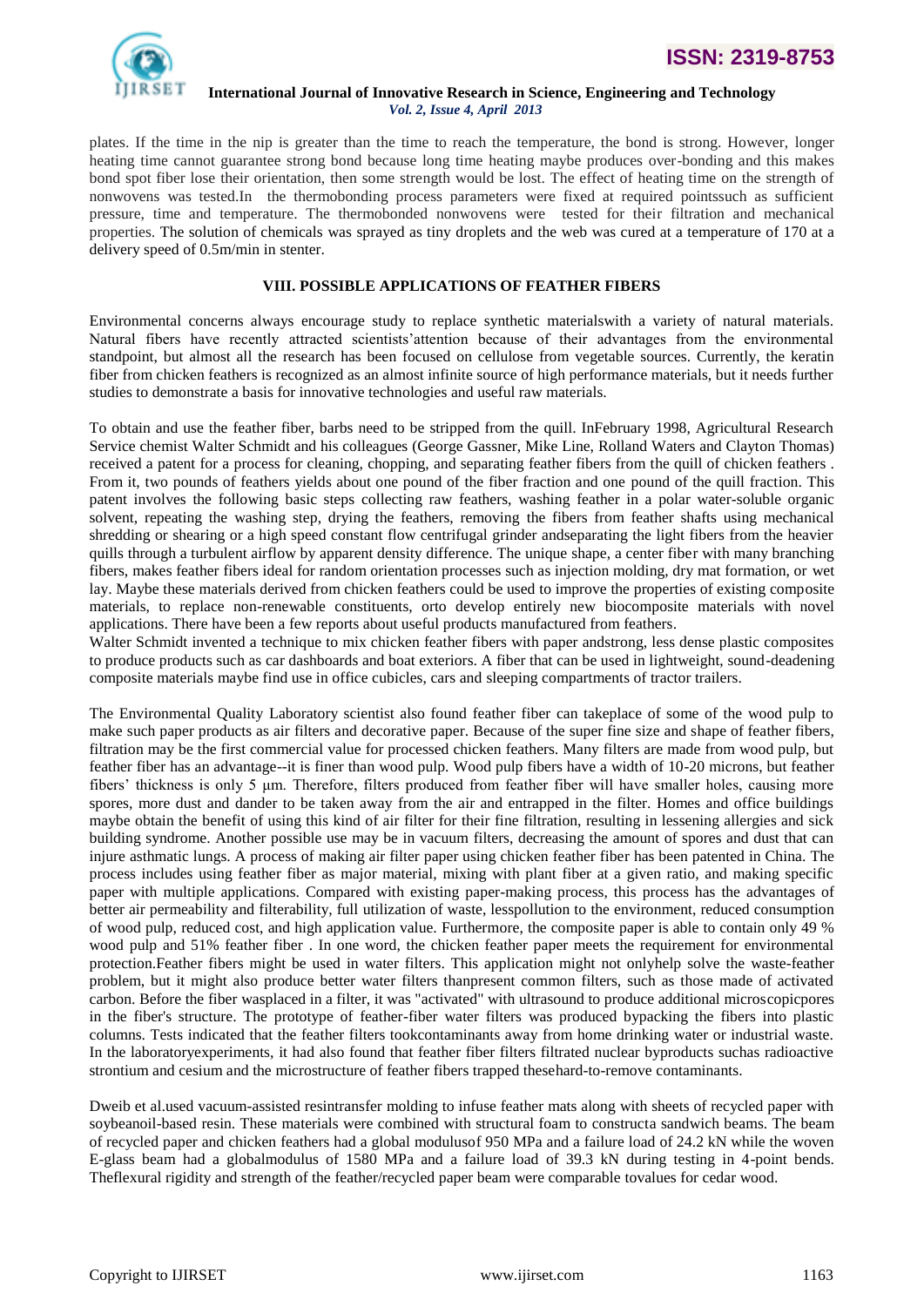plates. If the time in the nip is greater than the time to reach the temperature, the bond is strong. However, longer heating time cannot guarantee strong bond because long time heating maybe produces over-bonding and this makes bond spot fiber lose their orientation, then some strength would be lost. The effect of heating time on the strength of nonwovens was tested.In the thermobonding process parameters were fixed at required pointssuch as sufficient pressure, time and temperature. The thermobonded nonwovens were tested for their filtration and mechanical properties. The solution of chemicals was sprayed as tiny droplets and the web was cured at a temperature of 170 at a delivery speed of 0.5m/min in stenter.

## VIII. POSSIBLE APPLICATIONS OF FEATHER FIBERS

Environmental concerns always encourage study to replace synthetic materialswith a variety of natural materials. Natural fibers have recently attracted scientists'attention because of their advantages from the environmental standpoint, but almost all the research has been focused on cellulose from vegetable sources. Currently, the keratin fiber from chicken feathers is recognized as an almost infinite source of high performance materials, but it needs further studies to demonstrate a basis for innovative technologies and useful raw materials.

To obtain and use the feather fiber, barbs need to be stripped from the quill. InFebruary 1998, Agricultural Research Service chemist Walter Schmidt and his colleagues (George Gassner, Mike Line, Rolland Waters and Clayton Thomas) received a patent for a process for cleaning, chopping, and separating feather fibers from the quill of chicken feathers . From it, two pounds of feathers yields about one pound of the fiber fraction and one pound of the quill fraction. This patent involves the following basic steps collecting raw feathers, washing feather in a polar water-soluble organic solvent, repeating the washing step, drying the feathers, removing the fibers from feather shafts using mechanical shredding or shearing or a high speed constant flow centrifugal grinder andseparating the light fibers from the heavier quills through a turbulent airflow by apparent density difference. The unique shape, a center fiber with many branching fibers, makes feather fibers ideal for random orientation processes such as injection molding, dry mat formation, or wet lay. Maybe these materials derived from chicken feathers could be used to improve the properties of existing composite materials, to replace non-renewable constituents, orto develop entirely new biocomposite materials with novel applications. There have been a few reports about useful products manufactured from feathers.
Walter Schmidt invented a technique to mix chicken feather fibers with paper andstrong, less dense plastic composites to produce products such as car dashboards and boat exteriors. A fiber that can be used in lightweight, sound-deadening composite materials maybe find use in office cubicles, cars and sleeping compartments of tractor trailers.

The Environmental Quality Laboratory scientist also found feather fiber can takeplace of some of the wood pulp to make such paper products as air filters and decorative paper. Because of the super fine size and shape of feather fibers, filtration may be the first commercial value for processed chicken feathers. Many filters are made from wood pulp, but feather fiber has an advantage--it is finer than wood pulp. Wood pulp fibers have a width of 10-20 microns, but feather fibers' thickness is only 5 μm. Therefore, filters produced from feather fiber will have smaller holes, causing more spores, more dust and dander to be taken away from the air and entrapped in the filter. Homes and office buildings maybe obtain the benefit of using this kind of air filter for their fine filtration, resulting in lessening allergies and sick building syndrome. Another possible use may be in vacuum filters, decreasing the amount of spores and dust that can injure asthmatic lungs. A process of making air filter paper using chicken feather fiber has been patented in China. The process includes using feather fiber as major material, mixing with plant fiber at a given ratio, and making specific paper with multiple applications. Compared with existing paper-making process, this process has the advantages of better air permeability and filterability, full utilization of waste, lesspollution to the environment, reduced consumption of wood pulp, reduced cost, and high application value. Furthermore, the composite paper is able to contain only 49 % wood pulp and 51% feather fiber . In one word, the chicken feather paper meets the requirement for environmental protection.Feather fibers might be used in water filters. This application might not onlyhelp solve the waste-feather problem, but it might also produce better water filters thanpresent common filters, such as those made of activated carbon. Before the fiber wasplaced in a filter, it was "activated" with ultrasound to produce additional microscopicpores in the fiber's structure. The prototype of feather-fiber water filters was produced bypacking the fibers into plastic columns. Tests indicated that the feather filters tookcontaminants away from home drinking water or industrial waste. In the laboratoryexperiments, it had also found that feather fiber filters filtrated nuclear byproducts suchas radioactive strontium and cesium and the microstructure of feather fibers trapped thesehard-to-remove contaminants.

Dweib et al.used vacuum-assisted resintransfer molding to infuse feather mats along with sheets of recycled paper with soybeanoil-based resin. These materials were combined with structural foam to constructa sandwich beams. The beam of recycled paper and chicken feathers had a global modulusof 950 MPa and a failure load of 24.2 kN while the woven E-glass beam had a globalmodulus of 1580 MPa and a failure load of 39.3 kN during testing in 4-point bends. Theflexural rigidity and strength of the feather/recycled paper beam were comparable tovalues for cedar wood.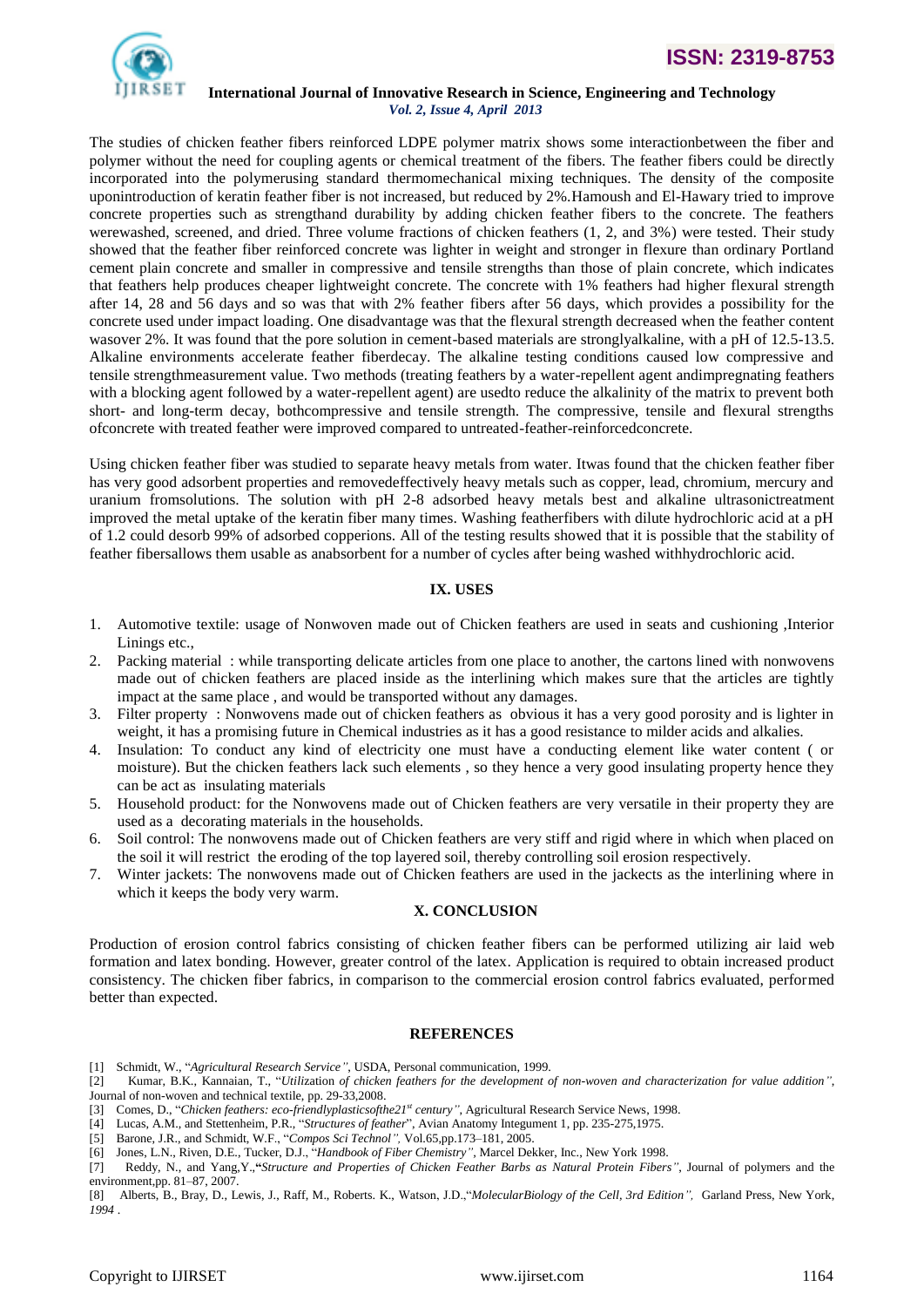The studies of chicken feather fibers reinforced LDPE polymer matrix shows some interactionbetween the fiber and polymer without the need for coupling agents or chemical treatment of the fibers. The feather fibers could be directly incorporated into the polymerusing standard thermomechanical mixing techniques. The density of the composite uponintroduction of keratin feather fiber is not increased, but reduced by 2%.Hamoush and El-Hawary tried to improve concrete properties such as strengthand durability by adding chicken feather fibers to the concrete. The feathers werewashed, screened, and dried. Three volume fractions of chicken feathers (1, 2, and 3%) were tested. Their study showed that the feather fiber reinforced concrete was lighter in weight and stronger in flexure than ordinary Portland cement plain concrete and smaller in compressive and tensile strengths than those of plain concrete, which indicates that feathers help produces cheaper lightweight concrete. The concrete with 1% feathers had higher flexural strength after 14, 28 and 56 days and so was that with 2% feather fibers after 56 days, which provides a possibility for the concrete used under impact loading. One disadvantage was that the flexural strength decreased when the feather content wasover 2%. It was found that the pore solution in cement-based materials are stronglyalkaline, with a pH of 12.5-13.5. Alkaline environments accelerate feather fiberdecay. The alkaline testing conditions caused low compressive and tensile strengthmeasurement value. Two methods (treating feathers by a water-repellent agent andimpregnating feathers with a blocking agent followed by a water-repellent agent) are usedto reduce the alkalinity of the matrix to prevent both short- and long-term decay, bothcompressive and tensile strength. The compressive, tensile and flexural strengths ofconcrete with treated feather were improved compared to untreated-feather-reinforcedconcrete.

Using chicken feather fiber was studied to separate heavy metals from water. Itwas found that the chicken feather fiber has very good adsorbent properties and removedeffectively heavy metals such as copper, lead, chromium, mercury and uranium fromsolutions. The solution with pH 2-8 adsorbed heavy metals best and alkaline ultrasonictreatment improved the metal uptake of the keratin fiber many times. Washing featherfibers with dilute hydrochloric acid at a pH of 1.2 could desorb 99% of adsorbed copperions. All of the testing results showed that it is possible that the stability of feather fibersallows them usable as anabsorbent for a number of cycles after being washed withhydrochloric acid.

## IX. USES

1. Automotive textile: usage of Nonwoven made out of Chicken feathers are used in seats and cushioning ,Interior Linings etc.,
2. Packing material : while transporting delicate articles from one place to another, the cartons lined with nonwovens made out of chicken feathers are placed inside as the interlining which makes sure that the articles are tightly impact at the same place , and would be transported without any damages.
3. Filter property : Nonwovens made out of chicken feathers as obvious it has a very good porosity and is lighter in weight, it has a promising future in Chemical industries as it has a good resistance to milder acids and alkalies.
4. Insulation: To conduct any kind of electricity one must have a conducting element like water content ( or moisture). But the chicken feathers lack such elements , so they hence a very good insulating property hence they can be act as insulating materials
5. Household product: for the Nonwovens made out of Chicken feathers are very versatile in their property they are used as a decorating materials in the households.
6. Soil control: The nonwovens made out of Chicken feathers are very stiff and rigid where in which when placed on the soil it will restrict the eroding of the top layered soil, thereby controlling soil erosion respectively.
7. Winter jackets: The nonwovens made out of Chicken feathers are used in the jackects as the interlining where in which it keeps the body very warm.

## X. CONCLUSION

Production of erosion control fabrics consisting of chicken feather fibers can be performed utilizing air laid web formation and latex bonding. However, greater control of the latex. Application is required to obtain increased product consistency. The chicken fiber fabrics, in comparison to the commercial erosion control fabrics evaluated, performed better than expected.

## REFERENCES

[1] Schmidt, W., "*Agricultural Research Service"*, USDA, Personal communication, 1999.

[2] Kumar, B.K., Kannaian, T., "*Utilization of chicken feathers for the development of non-woven and characterization for value addition"*, Journal of non-woven and technical textile, pp. 29-33,2008.

[3] Comes, D., "*Chicken feathers: eco-friendlyplasticsofthe21st century"*, Agricultural Research Service News, 1998.

[4] Lucas, A.M., and Stettenheim, P.R., "*Structures of feather*", Avian Anatomy Integument 1, pp. 235-275,1975.

[5] Barone, J.R., and Schmidt, W.F., "*Compos Sci Technol",* Vol.65,pp.173–181, 2005.

[6] Jones, L.N., Riven, D.E., Tucker, D.J., "*Handbook of Fiber Chemistry"*, Marcel Dekker, Inc., New York 1998.

[7] Reddy, N., and Yang,Y.,**"***Structure and Properties of Chicken Feather Barbs as Natural Protein Fibers"*, Journal of polymers and the environment,pp. 81–87, 2007.

[8] Alberts, B., Bray, D., Lewis, J., Raff, M., Roberts. K., Watson, J.D.,"*MolecularBiology of the Cell, 3rd Edition",* Garland Press, New York, *1994* .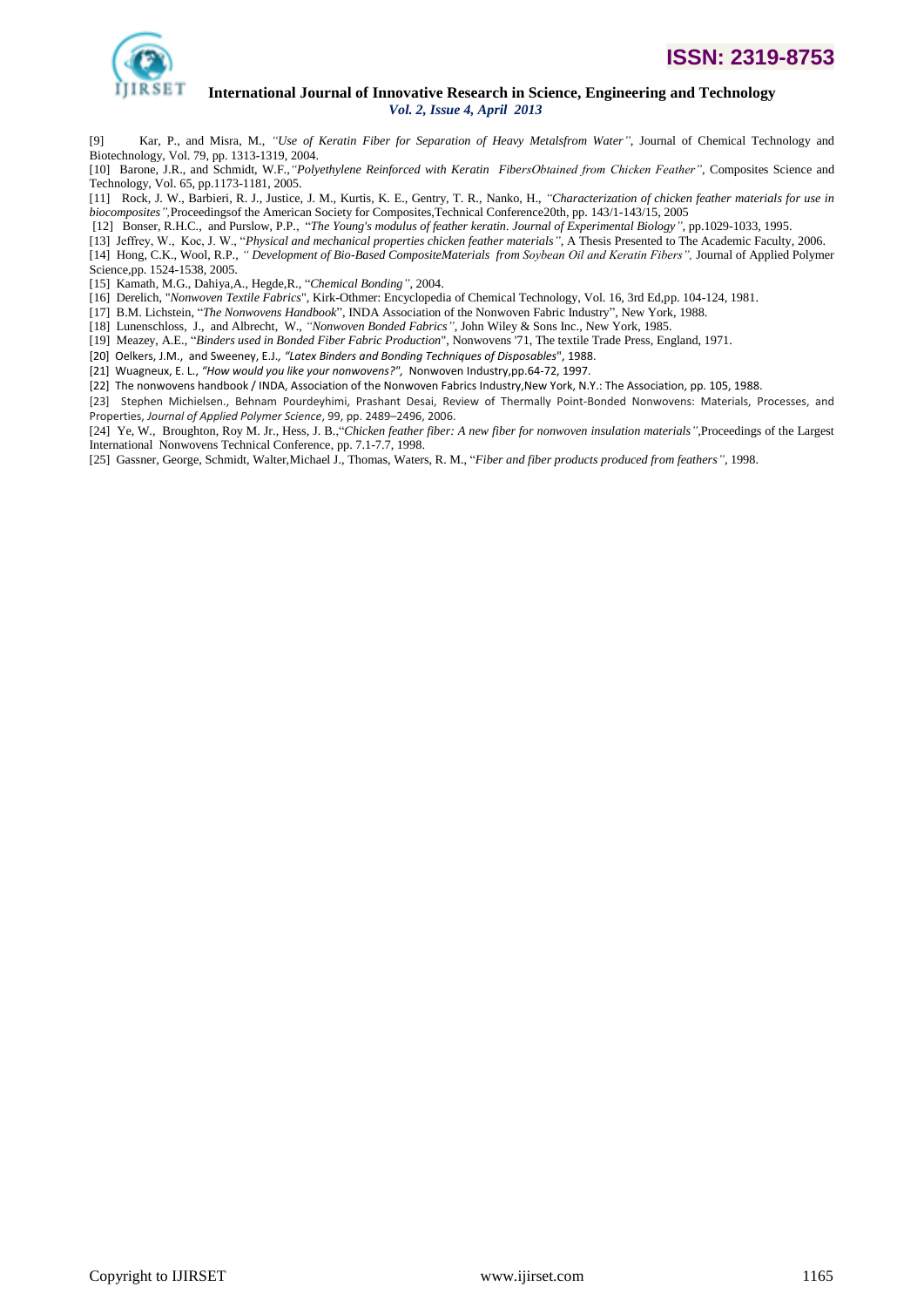[9] Kar, P., and Misra, M., *"Use of Keratin Fiber for Separation of Heavy Metalsfrom Water"*, Journal of Chemical Technology and Biotechnology, Vol. 79, pp. 1313-1319, 2004.

[10] Barone, J.R., and Schmidt, W.F.,*"Polyethylene Reinforced with Keratin FibersObtained from Chicken Feather"*, Composites Science and Technology, Vol. 65, pp.1173-1181, 2005.

[11] Rock, J. W., Barbieri, R. J., Justice, J. M., Kurtis, K. E., Gentry, T. R., Nanko, H., *"Characterization of chicken feather materials for use in biocomposites"*,Proceedingsof the American Society for Composites,Technical Conference20th, pp. 143/1-143/15, 2005

[12] Bonser, R.H.C., and Purslow, P.P., "*The Young's modulus of feather keratin. Journal of Experimental Biology"*, pp.1029-1033, 1995.

[13] Jeffrey, W., Koc, J. W., "*Physical and mechanical properties chicken feather materials"*, A Thesis Presented to The Academic Faculty, 2006.

[14] Hong, C.K., Wool, R.P., *" Development of Bio-Based CompositeMaterials from Soybean Oil and Keratin Fibers",* Journal of Applied Polymer Science,pp. 1524-1538, 2005.

[15] Kamath, M.G., Dahiya,A., Hegde,R., "*Chemical Bonding"*, 2004.

[16] Derelich, "*Nonwoven Textile Fabrics*", Kirk-Othmer: Encyclopedia of Chemical Technology, Vol. 16, 3rd Ed,pp. 104-124, 1981.

[17] B.M. Lichstein, "*The Nonwovens Handbook*", INDA Association of the Nonwoven Fabric Industry", New York, 1988.

[18] Lunenschloss, J., and Albrecht, W., *"Nonwoven Bonded Fabrics"*, John Wiley & Sons Inc., New York, 1985.

[19] Meazey, A.E., "*Binders used in Bonded Fiber Fabric Production*", Nonwovens '71, The textile Trade Press, England, 1971.

[20] Oelkers, J.M., and Sweeney, E.J., *"Latex Binders and Bonding Techniques of Disposables*", 1988.

[21] Wuagneux, E. L., *"How would you like your nonwovens?",* Nonwoven Industry,pp.64-72, 1997.

[22] The nonwovens handbook / INDA, Association of the Nonwoven Fabrics Industry,New York, N.Y.: The Association, pp. 105, 1988.

[23] Stephen Michielsen., Behnam Pourdeyhimi, Prashant Desai, Review of Thermally Point-Bonded Nonwovens: Materials, Processes, and Properties, *Journal of Applied Polymer Science*, 99, pp. 2489–2496, 2006.

[24] Ye, W., Broughton, Roy M. Jr., Hess, J. B.,"*Chicken feather fiber: A new fiber for nonwoven insulation materials"*,Proceedings of the Largest International Nonwovens Technical Conference, pp. 7.1-7.7, 1998.

[25] Gassner, George, Schmidt, Walter,Michael J., Thomas, Waters, R. M., "*Fiber and fiber products produced from feathers"*, 1998.